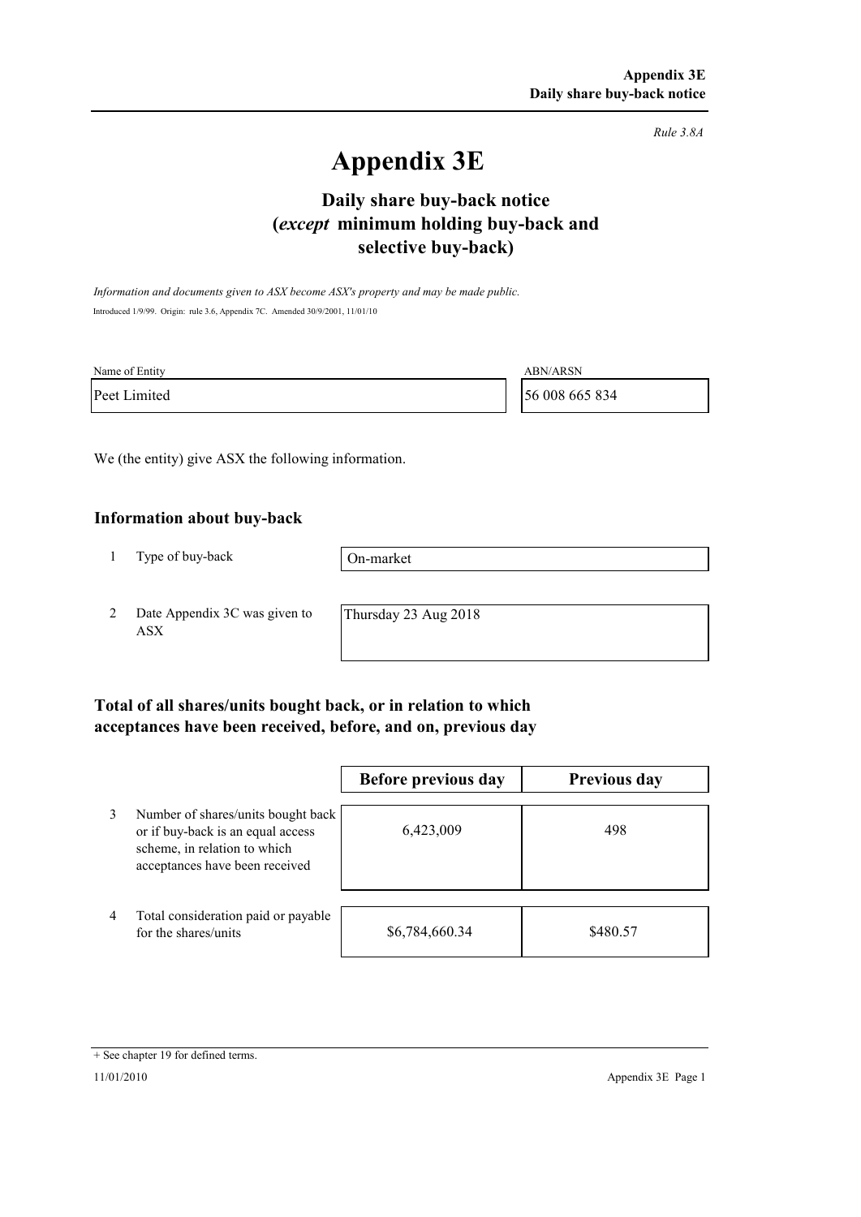*Rule 3.8A*

# Appendix 3E

## Daily share buy-back notice (*except* minimum holding buy-back and selective buy-back)

*Information and documents given to ASX become ASX's property and may be made public.*

Introduced 1/9/99. Origin: rule 3.6, Appendix 7C. Amended 30/9/2001, 11/01/10

| Name of Entity | ABN/ARSN |
| --- | --- |
| Peet Limited | 56 008 665 834 |

We (the entity) give ASX the following information.

### Information about buy-back

| | | |
| --- | --- | --- |
| 1 | Type of buy-back | On-market |
| 2 | Date Appendix 3C was given to ASX | Thursday 23 Aug 2018 |

### Total of all shares/units bought back, or in relation to which acceptances have been received, before, and on, previous day

| | | Before previous day | Previous day |
| --- | --- | --- | --- |
| 3 | Number of shares/units bought back or if buy-back is an equal access scheme, in relation to which acceptances have been received | 6,423,009 | 498 |
| 4 | Total consideration paid or payable for the shares/units | $6,784,660.34 | $480.57 |

+ See chapter 19 for defined terms.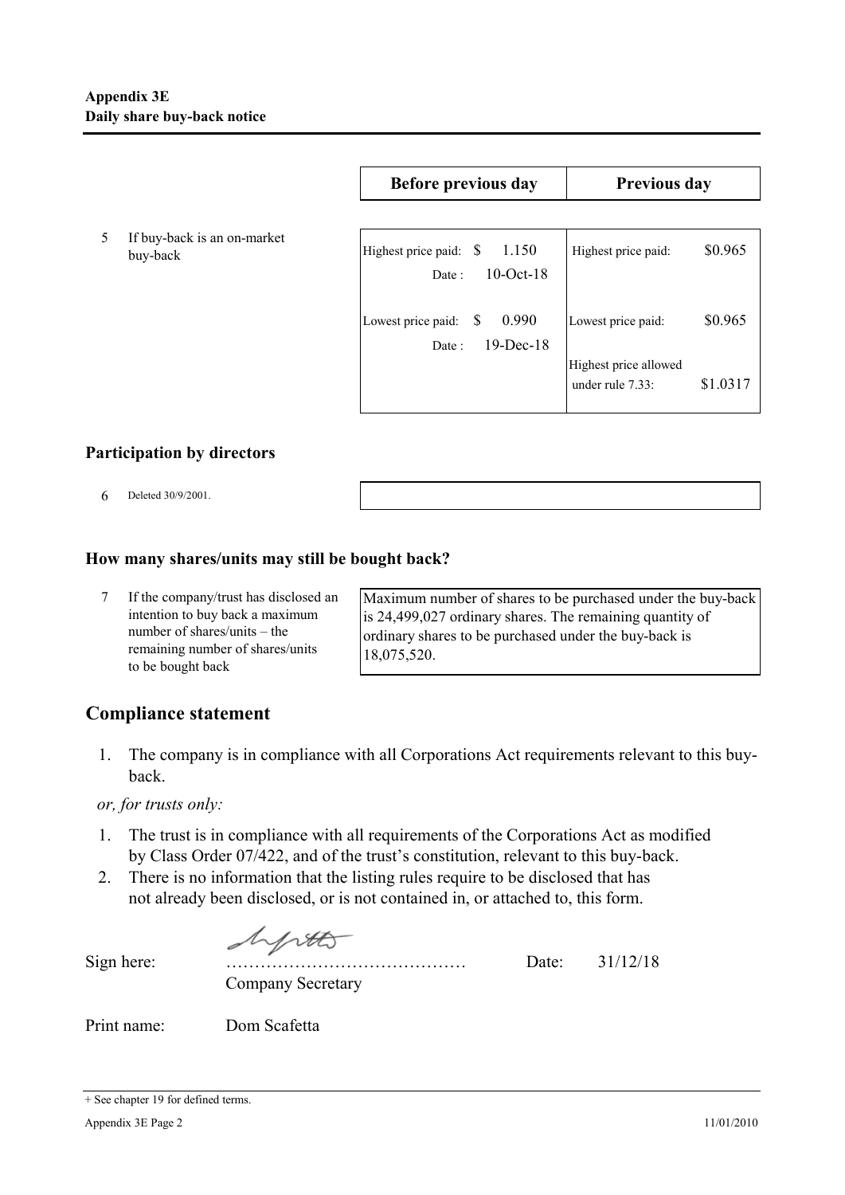**Appendix 3E**
**Daily share buy-back notice**

| | Before previous day | Previous day |
|---|---|---|
| 5 If buy-back is an on-market buy-back | Highest price paid: $ 1.150<br>Date : 10-Oct-18<br><br>Lowest price paid: $ 0.990<br>Date : 19-Dec-18 | Highest price paid: $0.965<br><br>Lowest price paid: $0.965<br><br>Highest price allowed under rule 7.33: $1.0317 |

## Participation by directors

6 Deleted 30/9/2001.

## How many shares/units may still be bought back?

7 If the company/trust has disclosed an intention to buy back a maximum number of shares/units – the remaining number of shares/units to be bought back

Maximum number of shares to be purchased under the buy-back is 24,499,027 ordinary shares. The remaining quantity of ordinary shares to be purchased under the buy-back is 18,075,520.

## Compliance statement

1. The company is in compliance with all Corporations Act requirements relevant to this buy-back.

*or, for trusts only:*

1. The trust is in compliance with all requirements of the Corporations Act as modified by Class Order 07/422, and of the trust's constitution, relevant to this buy-back.
2. There is no information that the listing rules require to be disclosed that has not already been disclosed, or is not contained in, or attached to, this form.

Sign here: …………………………………… Date: 31/12/18
Company Secretary

Print name: Dom Scafetta

+ See chapter 19 for defined terms.